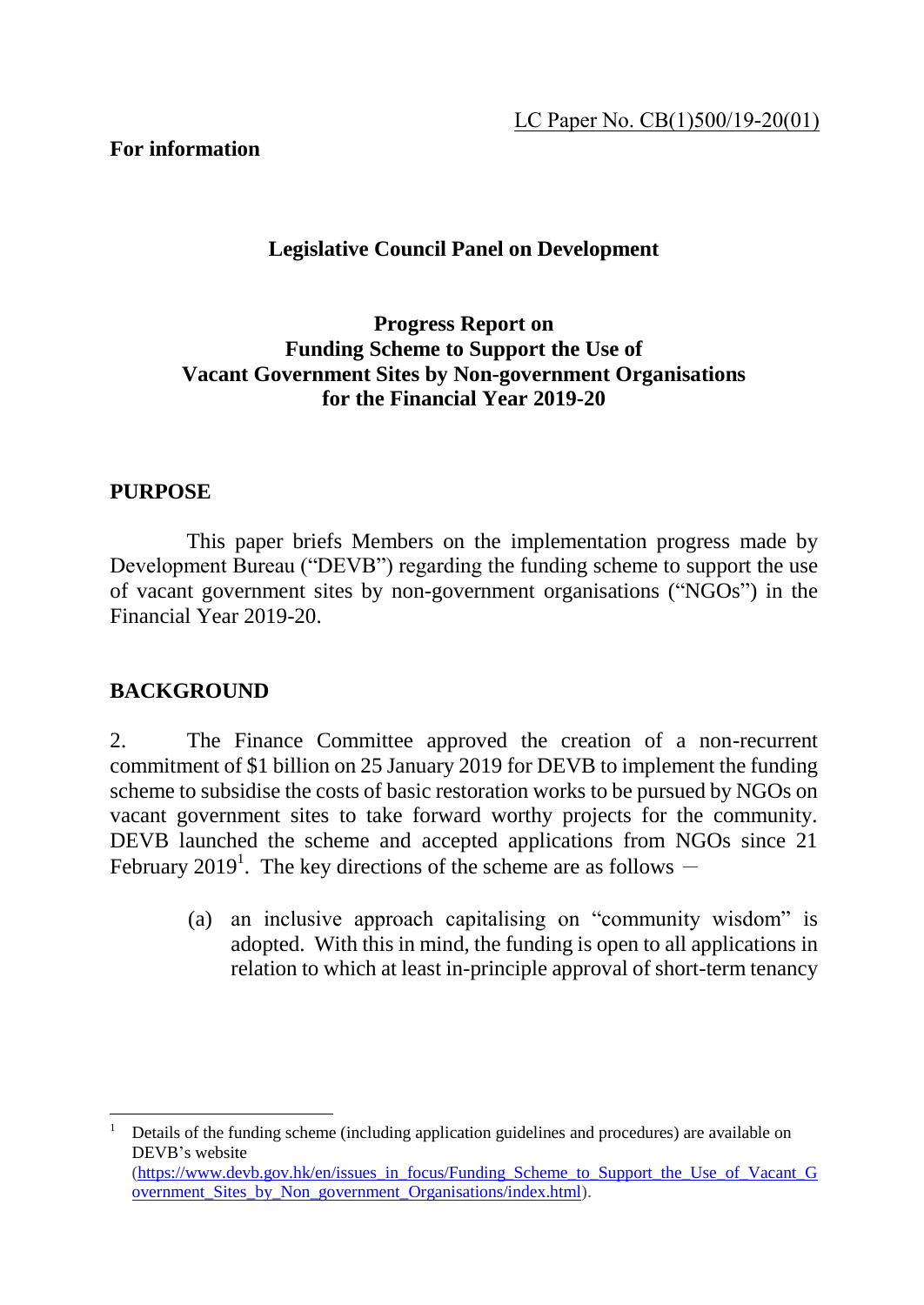LC Paper No. CB(1)500/19-20(01)

**For information**

**Legislative Council Panel on Development**

**Progress Report on**
**Funding Scheme to Support the Use of**
**Vacant Government Sites by Non-government Organisations**
**for the Financial Year 2019-20**

## PURPOSE

This paper briefs Members on the implementation progress made by Development Bureau ("DEVB") regarding the funding scheme to support the use of vacant government sites by non-government organisations ("NGOs") in the Financial Year 2019-20.

## BACKGROUND

2. The Finance Committee approved the creation of a non-recurrent commitment of $1 billion on 25 January 2019 for DEVB to implement the funding scheme to subsidise the costs of basic restoration works to be pursued by NGOs on vacant government sites to take forward worthy projects for the community. DEVB launched the scheme and accepted applications from NGOs since 21 February 2019[1]. The key directions of the scheme are as follows –

(a) an inclusive approach capitalising on "community wisdom" is adopted. With this in mind, the funding is open to all applications in relation to which at least in-principle approval of short-term tenancy

---

[1] Details of the funding scheme (including application guidelines and procedures) are available on DEVB's website (https://www.devb.gov.hk/en/issues_in_focus/Funding_Scheme_to_Support_the_Use_of_Vacant_Government_Sites_by_Non_government_Organisations/index.html).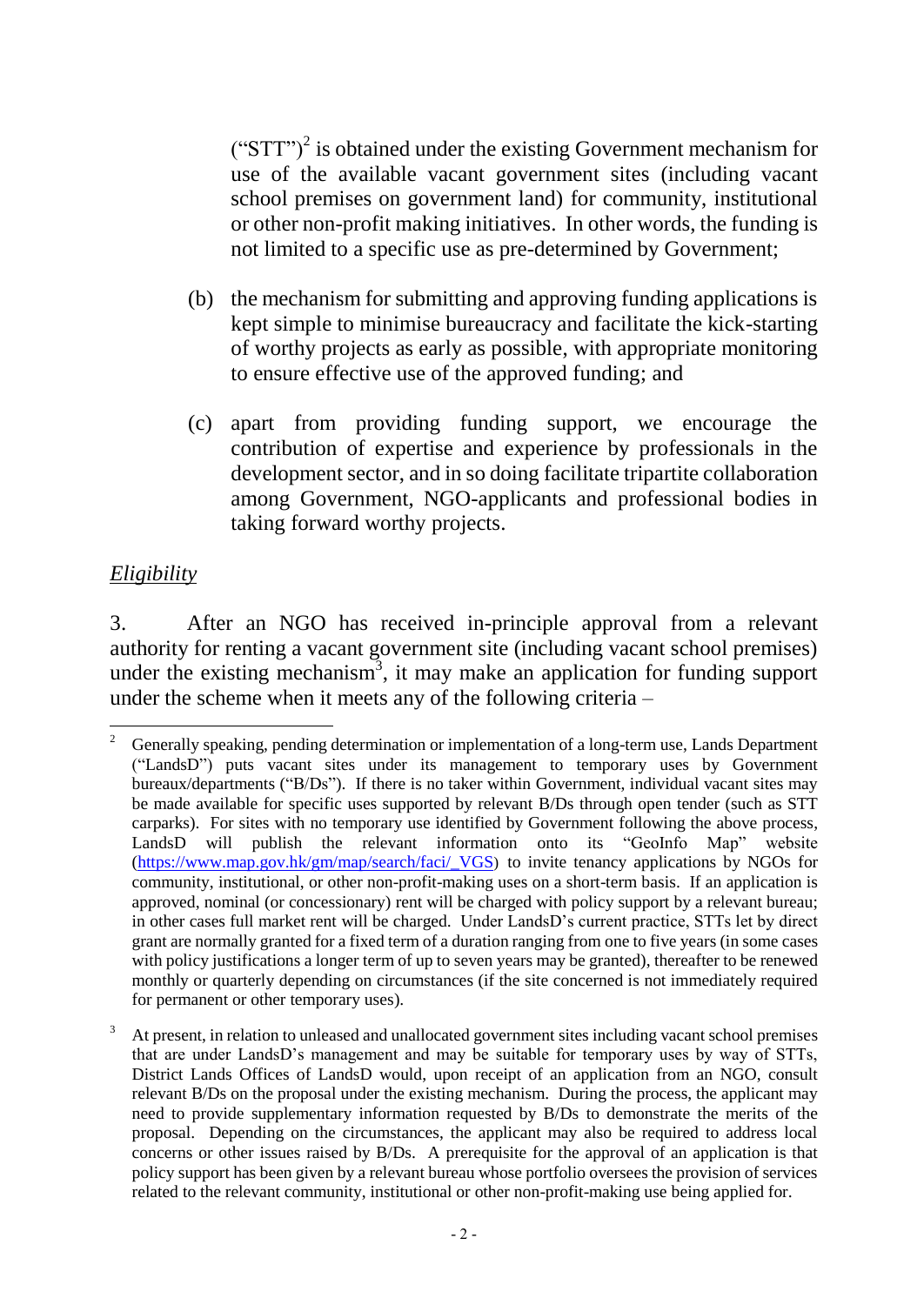("STT")[2] is obtained under the existing Government mechanism for use of the available vacant government sites (including vacant school premises on government land) for community, institutional or other non-profit making initiatives. In other words, the funding is not limited to a specific use as pre-determined by Government;

(b) the mechanism for submitting and approving funding applications is kept simple to minimise bureaucracy and facilitate the kick-starting of worthy projects as early as possible, with appropriate monitoring to ensure effective use of the approved funding; and

(c) apart from providing funding support, we encourage the contribution of expertise and experience by professionals in the development sector, and in so doing facilitate tripartite collaboration among Government, NGO-applicants and professional bodies in taking forward worthy projects.

*Eligibility*

3. After an NGO has received in-principle approval from a relevant authority for renting a vacant government site (including vacant school premises) under the existing mechanism[3], it may make an application for funding support under the scheme when it meets any of the following criteria –

---

[2] Generally speaking, pending determination or implementation of a long-term use, Lands Department ("LandsD") puts vacant sites under its management to temporary uses by Government bureaux/departments ("B/Ds"). If there is no taker within Government, individual vacant sites may be made available for specific uses supported by relevant B/Ds through open tender (such as STT carparks). For sites with no temporary use identified by Government following the above process, LandsD will publish the relevant information onto its "GeoInfo Map" website (https://www.map.gov.hk/gm/map/search/faci/_VGS) to invite tenancy applications by NGOs for community, institutional, or other non-profit-making uses on a short-term basis. If an application is approved, nominal (or concessionary) rent will be charged with policy support by a relevant bureau; in other cases full market rent will be charged. Under LandsD's current practice, STTs let by direct grant are normally granted for a fixed term of a duration ranging from one to five years (in some cases with policy justifications a longer term of up to seven years may be granted), thereafter to be renewed monthly or quarterly depending on circumstances (if the site concerned is not immediately required for permanent or other temporary uses).

[3] At present, in relation to unleased and unallocated government sites including vacant school premises that are under LandsD's management and may be suitable for temporary uses by way of STTs, District Lands Offices of LandsD would, upon receipt of an application from an NGO, consult relevant B/Ds on the proposal under the existing mechanism. During the process, the applicant may need to provide supplementary information requested by B/Ds to demonstrate the merits of the proposal. Depending on the circumstances, the applicant may also be required to address local concerns or other issues raised by B/Ds. A prerequisite for the approval of an application is that policy support has been given by a relevant bureau whose portfolio oversees the provision of services related to the relevant community, institutional or other non-profit-making use being applied for.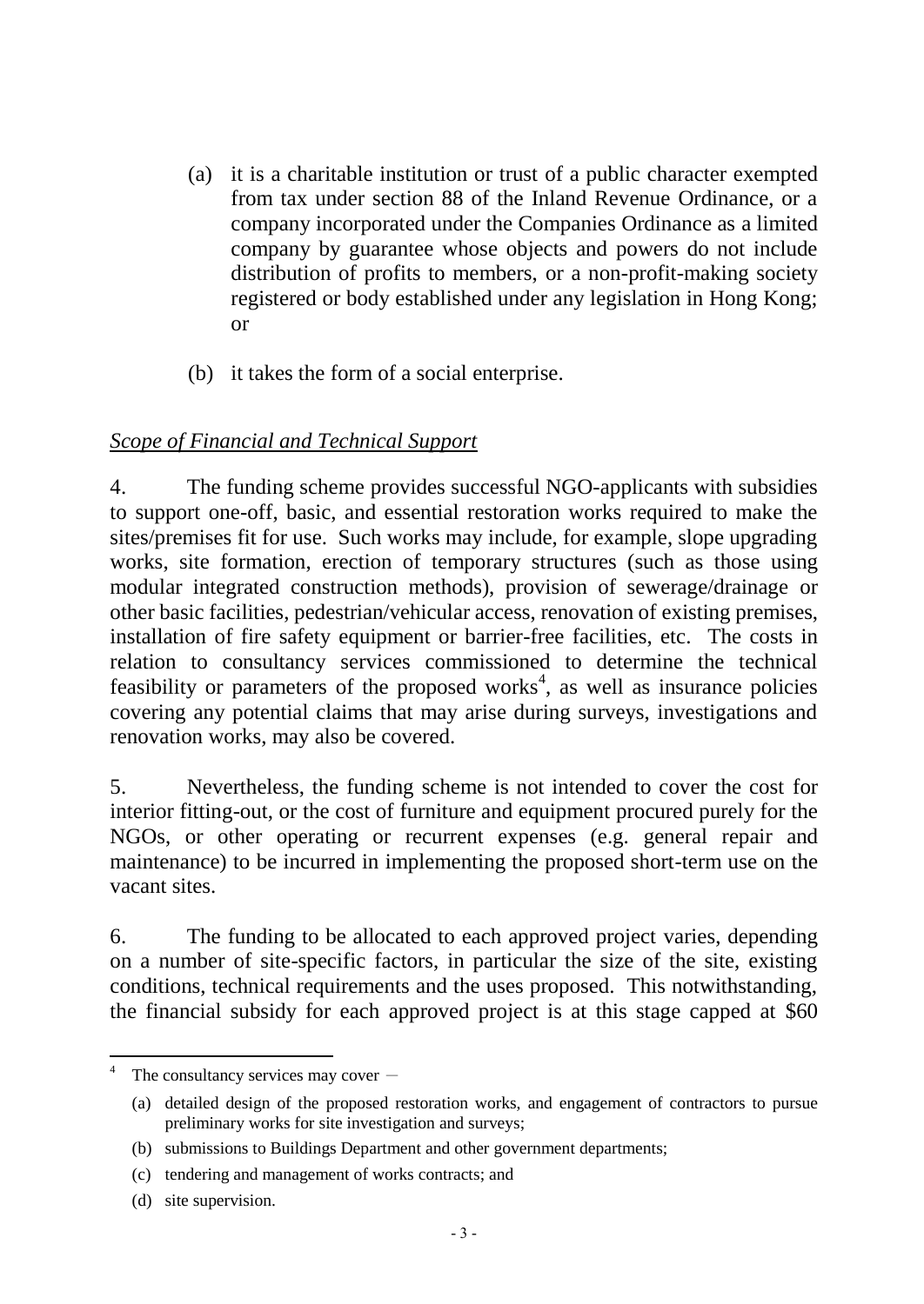(a) it is a charitable institution or trust of a public character exempted from tax under section 88 of the Inland Revenue Ordinance, or a company incorporated under the Companies Ordinance as a limited company by guarantee whose objects and powers do not include distribution of profits to members, or a non-profit-making society registered or body established under any legislation in Hong Kong; or

(b) it takes the form of a social enterprise.

*Scope of Financial and Technical Support*

4. The funding scheme provides successful NGO-applicants with subsidies to support one-off, basic, and essential restoration works required to make the sites/premises fit for use. Such works may include, for example, slope upgrading works, site formation, erection of temporary structures (such as those using modular integrated construction methods), provision of sewerage/drainage or other basic facilities, pedestrian/vehicular access, renovation of existing premises, installation of fire safety equipment or barrier-free facilities, etc. The costs in relation to consultancy services commissioned to determine the technical feasibility or parameters of the proposed works[4], as well as insurance policies covering any potential claims that may arise during surveys, investigations and renovation works, may also be covered.

5. Nevertheless, the funding scheme is not intended to cover the cost for interior fitting-out, or the cost of furniture and equipment procured purely for the NGOs, or other operating or recurrent expenses (e.g. general repair and maintenance) to be incurred in implementing the proposed short-term use on the vacant sites.

6. The funding to be allocated to each approved project varies, depending on a number of site-specific factors, in particular the size of the site, existing conditions, technical requirements and the uses proposed. This notwithstanding, the financial subsidy for each approved project is at this stage capped at $60

---

[4] The consultancy services may cover –

(a) detailed design of the proposed restoration works, and engagement of contractors to pursue preliminary works for site investigation and surveys;

(b) submissions to Buildings Department and other government departments;

(c) tendering and management of works contracts; and

(d) site supervision.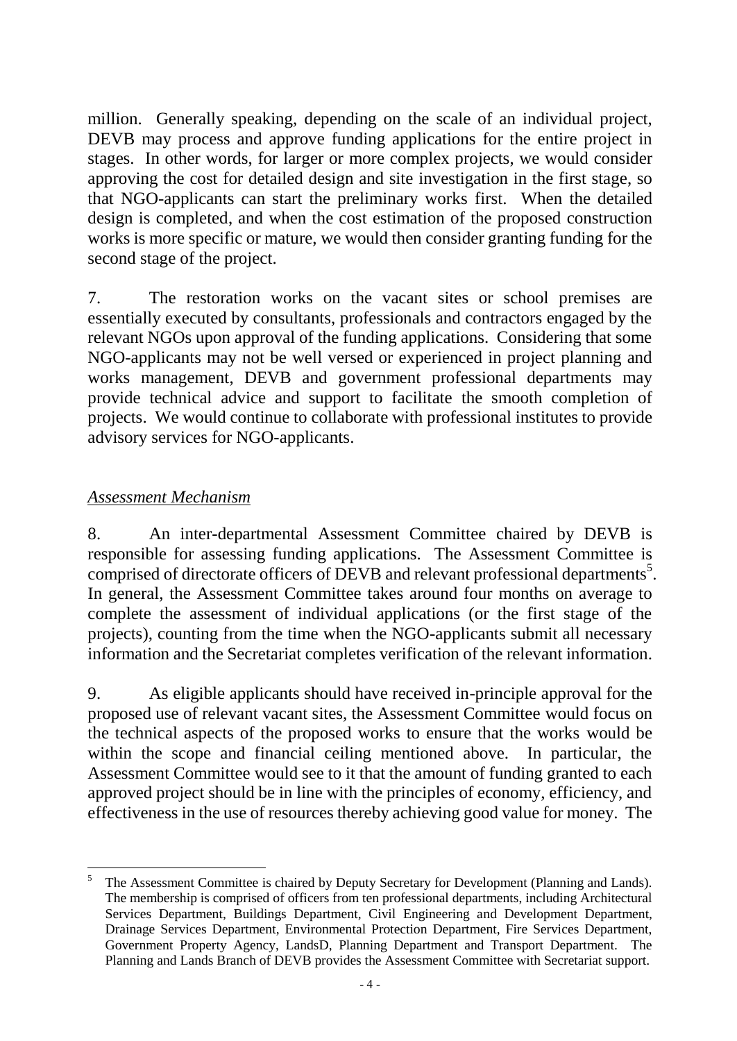million. Generally speaking, depending on the scale of an individual project, DEVB may process and approve funding applications for the entire project in stages. In other words, for larger or more complex projects, we would consider approving the cost for detailed design and site investigation in the first stage, so that NGO-applicants can start the preliminary works first. When the detailed design is completed, and when the cost estimation of the proposed construction works is more specific or mature, we would then consider granting funding for the second stage of the project.

7. The restoration works on the vacant sites or school premises are essentially executed by consultants, professionals and contractors engaged by the relevant NGOs upon approval of the funding applications. Considering that some NGO-applicants may not be well versed or experienced in project planning and works management, DEVB and government professional departments may provide technical advice and support to facilitate the smooth completion of projects. We would continue to collaborate with professional institutes to provide advisory services for NGO-applicants.

*Assessment Mechanism*

8. An inter-departmental Assessment Committee chaired by DEVB is responsible for assessing funding applications. The Assessment Committee is comprised of directorate officers of DEVB and relevant professional departments[5]. In general, the Assessment Committee takes around four months on average to complete the assessment of individual applications (or the first stage of the projects), counting from the time when the NGO-applicants submit all necessary information and the Secretariat completes verification of the relevant information.

9. As eligible applicants should have received in-principle approval for the proposed use of relevant vacant sites, the Assessment Committee would focus on the technical aspects of the proposed works to ensure that the works would be within the scope and financial ceiling mentioned above. In particular, the Assessment Committee would see to it that the amount of funding granted to each approved project should be in line with the principles of economy, efficiency, and effectiveness in the use of resources thereby achieving good value for money. The

---

[5] The Assessment Committee is chaired by Deputy Secretary for Development (Planning and Lands). The membership is comprised of officers from ten professional departments, including Architectural Services Department, Buildings Department, Civil Engineering and Development Department, Drainage Services Department, Environmental Protection Department, Fire Services Department, Government Property Agency, LandsD, Planning Department and Transport Department. The Planning and Lands Branch of DEVB provides the Assessment Committee with Secretariat support.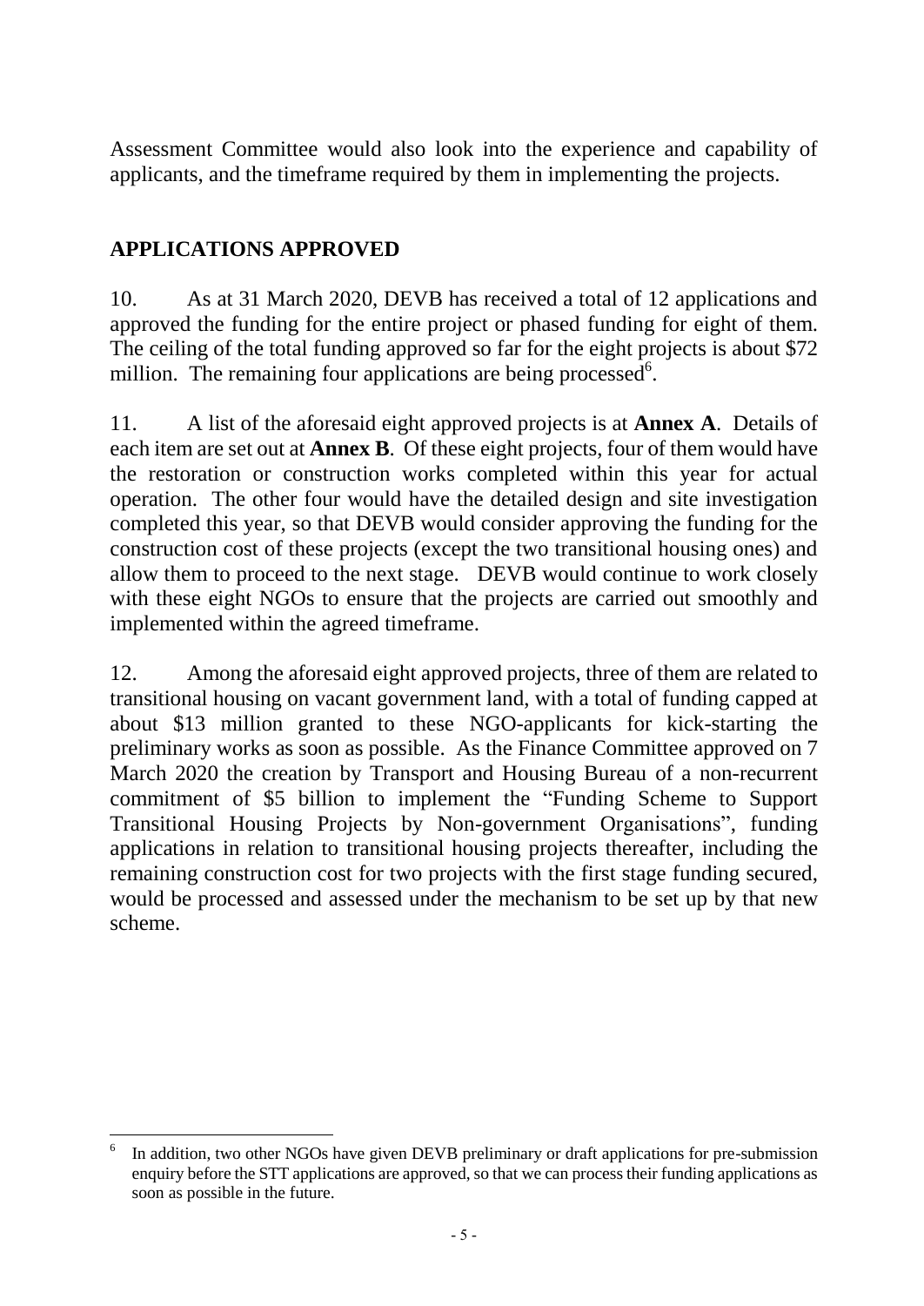Assessment Committee would also look into the experience and capability of applicants, and the timeframe required by them in implementing the projects.

## APPLICATIONS APPROVED

10. As at 31 March 2020, DEVB has received a total of 12 applications and approved the funding for the entire project or phased funding for eight of them. The ceiling of the total funding approved so far for the eight projects is about $72 million. The remaining four applications are being processed[6].

11. A list of the aforesaid eight approved projects is at **Annex A**. Details of each item are set out at **Annex B**. Of these eight projects, four of them would have the restoration or construction works completed within this year for actual operation. The other four would have the detailed design and site investigation completed this year, so that DEVB would consider approving the funding for the construction cost of these projects (except the two transitional housing ones) and allow them to proceed to the next stage. DEVB would continue to work closely with these eight NGOs to ensure that the projects are carried out smoothly and implemented within the agreed timeframe.

12. Among the aforesaid eight approved projects, three of them are related to transitional housing on vacant government land, with a total of funding capped at about $13 million granted to these NGO-applicants for kick-starting the preliminary works as soon as possible. As the Finance Committee approved on 7 March 2020 the creation by Transport and Housing Bureau of a non-recurrent commitment of $5 billion to implement the "Funding Scheme to Support Transitional Housing Projects by Non-government Organisations", funding applications in relation to transitional housing projects thereafter, including the remaining construction cost for two projects with the first stage funding secured, would be processed and assessed under the mechanism to be set up by that new scheme.

---

[6] In addition, two other NGOs have given DEVB preliminary or draft applications for pre-submission enquiry before the STT applications are approved, so that we can process their funding applications as soon as possible in the future.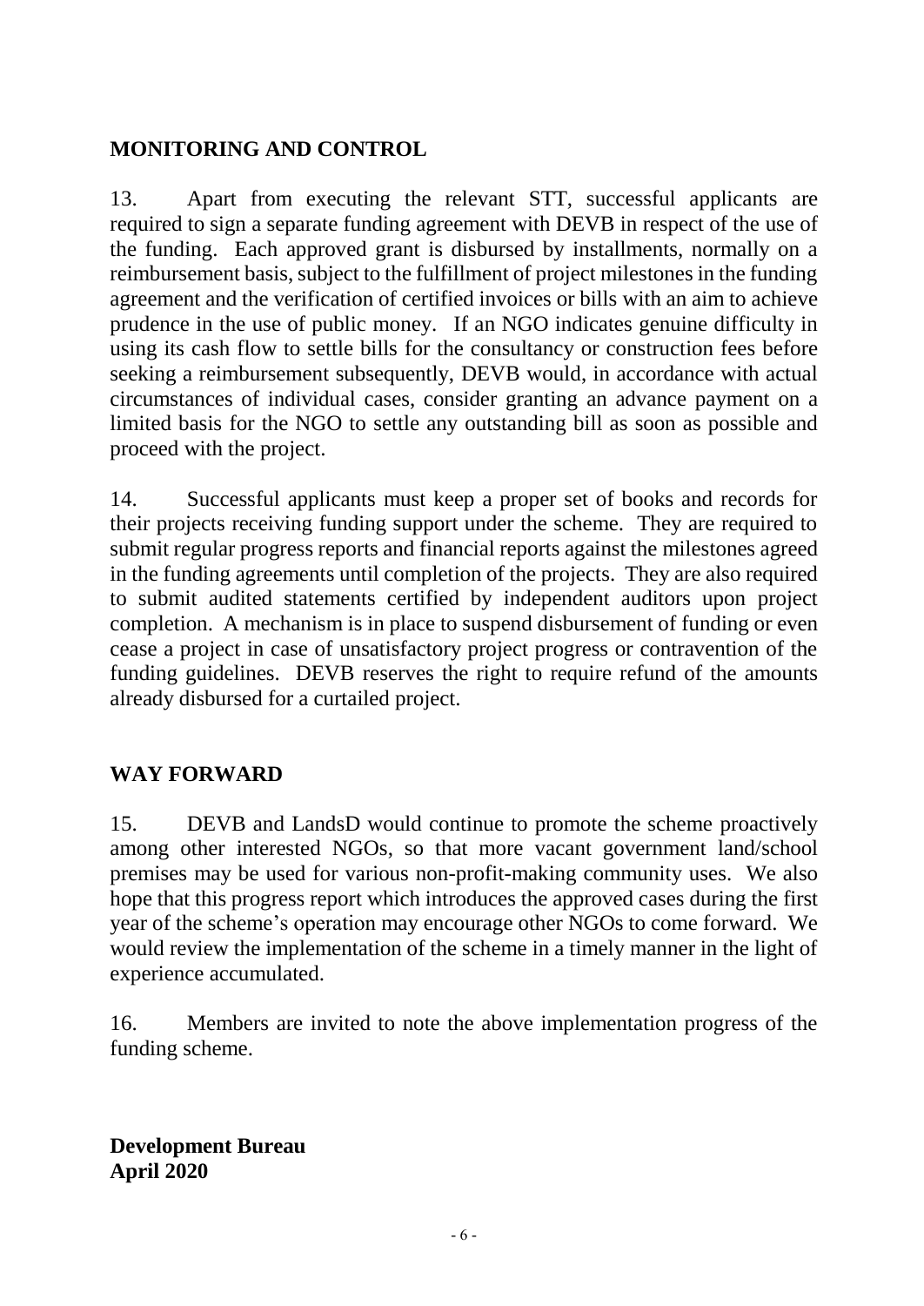## MONITORING AND CONTROL

13. Apart from executing the relevant STT, successful applicants are required to sign a separate funding agreement with DEVB in respect of the use of the funding. Each approved grant is disbursed by installments, normally on a reimbursement basis, subject to the fulfillment of project milestones in the funding agreement and the verification of certified invoices or bills with an aim to achieve prudence in the use of public money. If an NGO indicates genuine difficulty in using its cash flow to settle bills for the consultancy or construction fees before seeking a reimbursement subsequently, DEVB would, in accordance with actual circumstances of individual cases, consider granting an advance payment on a limited basis for the NGO to settle any outstanding bill as soon as possible and proceed with the project.

14. Successful applicants must keep a proper set of books and records for their projects receiving funding support under the scheme. They are required to submit regular progress reports and financial reports against the milestones agreed in the funding agreements until completion of the projects. They are also required to submit audited statements certified by independent auditors upon project completion. A mechanism is in place to suspend disbursement of funding or even cease a project in case of unsatisfactory project progress or contravention of the funding guidelines. DEVB reserves the right to require refund of the amounts already disbursed for a curtailed project.

## WAY FORWARD

15. DEVB and LandsD would continue to promote the scheme proactively among other interested NGOs, so that more vacant government land/school premises may be used for various non-profit-making community uses. We also hope that this progress report which introduces the approved cases during the first year of the scheme's operation may encourage other NGOs to come forward. We would review the implementation of the scheme in a timely manner in the light of experience accumulated.

16. Members are invited to note the above implementation progress of the funding scheme.

**Development Bureau**
**April 2020**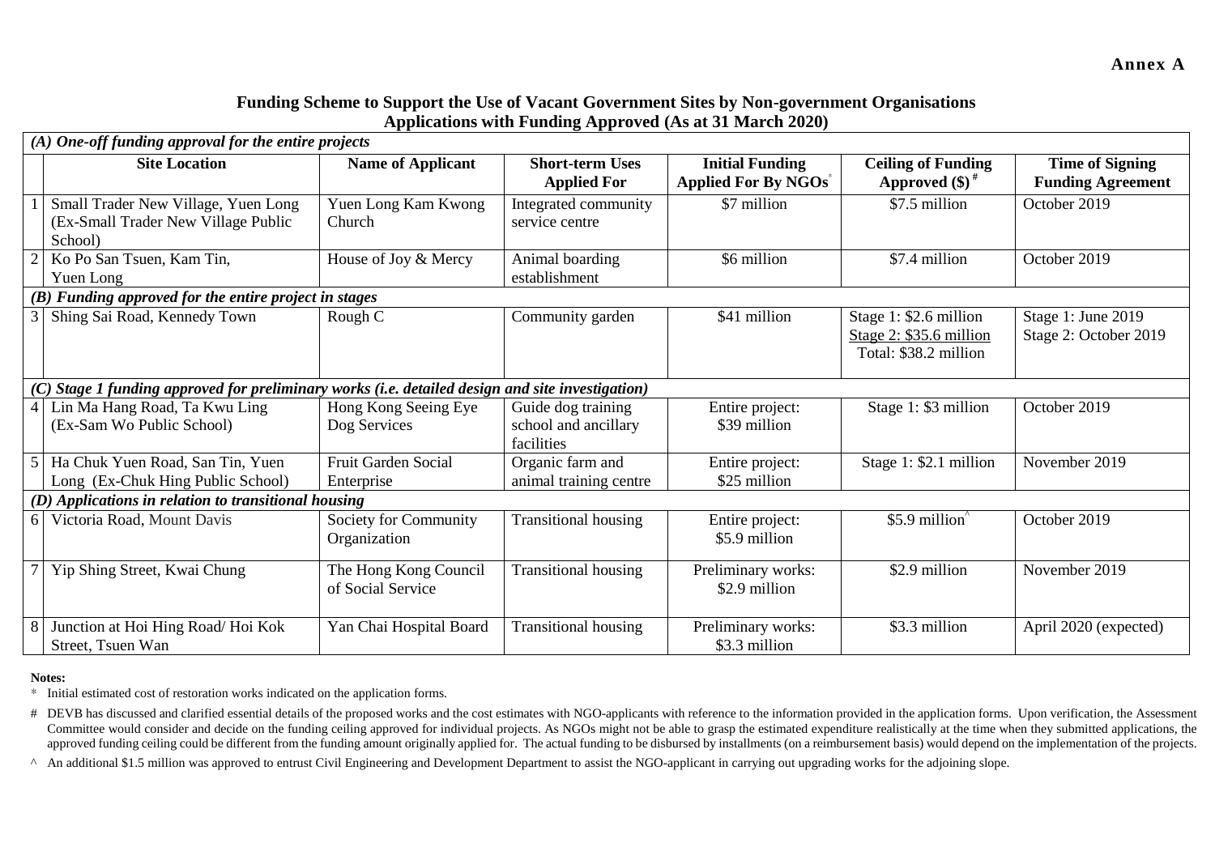**Annex A**

## Funding Scheme to Support the Use of Vacant Government Sites by Non-government Organisations
## Applications with Funding Approved (As at 31 March 2020)

| | Site Location | Name of Applicant | Short-term Uses Applied For | Initial Funding Applied For By NGOs* | Ceiling of Funding Approved ($)# | Time of Signing Funding Agreement |
|---|---|---|---|---|---|---|
| ***(A) One-off funding approval for the entire projects*** | | | | | | |
| 1 | Small Trader New Village, Yuen Long (Ex-Small Trader New Village Public School) | Yuen Long Kam Kwong Church | Integrated community service centre | $7 million | $7.5 million | October 2019 |
| 2 | Ko Po San Tsuen, Kam Tin, Yuen Long | House of Joy & Mercy | Animal boarding establishment | $6 million | $7.4 million | October 2019 |
| ***(B) Funding approved for the entire project in stages*** | | | | | | |
| 3 | Shing Sai Road, Kennedy Town | Rough C | Community garden | $41 million | Stage 1: $2.6 million<br>Stage 2: $35.6 million<br>Total: $38.2 million | Stage 1: June 2019<br>Stage 2: October 2019 |
| ***(C) Stage 1 funding approved for preliminary works (i.e. detailed design and site investigation)*** | | | | | | |
| 4 | Lin Ma Hang Road, Ta Kwu Ling (Ex-Sam Wo Public School) | Hong Kong Seeing Eye Dog Services | Guide dog training school and ancillary facilities | Entire project: $39 million | Stage 1: $3 million | October 2019 |
| 5 | Ha Chuk Yuen Road, San Tin, Yuen Long (Ex-Chuk Hing Public School) | Fruit Garden Social Enterprise | Organic farm and animal training centre | Entire project: $25 million | Stage 1: $2.1 million | November 2019 |
| ***(D) Applications in relation to transitional housing*** | | | | | | |
| 6 | Victoria Road, Mount Davis | Society for Community Organization | Transitional housing | Entire project: $5.9 million | $5.9 million^ | October 2019 |
| 7 | Yip Shing Street, Kwai Chung | The Hong Kong Council of Social Service | Transitional housing | Preliminary works: $2.9 million | $2.9 million | November 2019 |
| 8 | Junction at Hoi Hing Road/ Hoi Kok Street, Tsuen Wan | Yan Chai Hospital Board | Transitional housing | Preliminary works: $3.3 million | $3.3 million | April 2020 (expected) |

**Notes:**

\* Initial estimated cost of restoration works indicated on the application forms.

\# DEVB has discussed and clarified essential details of the proposed works and the cost estimates with NGO-applicants with reference to the information provided in the application forms. Upon verification, the Assessment Committee would consider and decide on the funding ceiling approved for individual projects. As NGOs might not be able to grasp the estimated expenditure realistically at the time when they submitted applications, the approved funding ceiling could be different from the funding amount originally applied for. The actual funding to be disbursed by installments (on a reimbursement basis) would depend on the implementation of the projects.

^ An additional $1.5 million was approved to entrust Civil Engineering and Development Department to assist the NGO-applicant in carrying out upgrading works for the adjoining slope.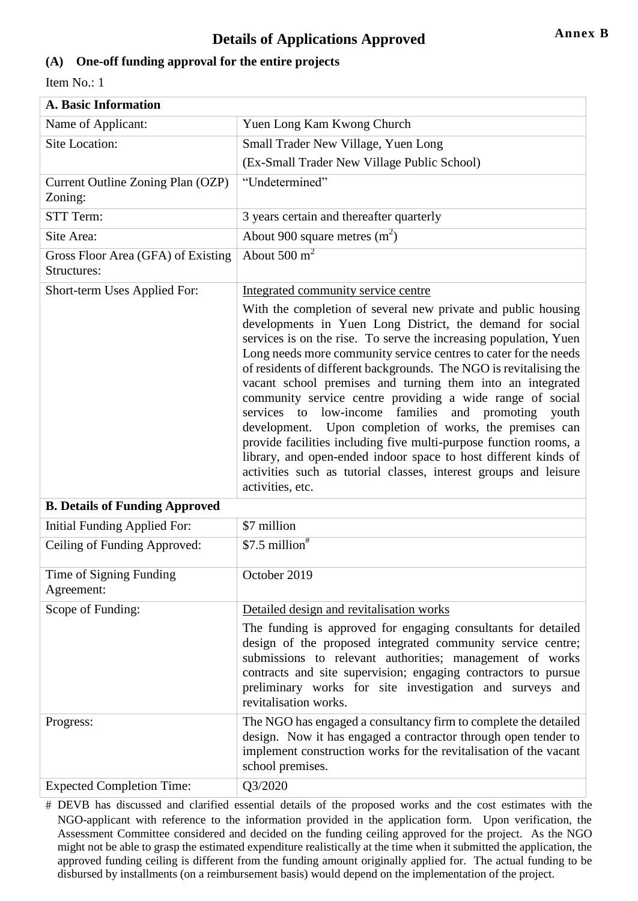Annex B

# Details of Applications Approved

## (A) One-off funding approval for the entire projects

Item No.: 1

| A. Basic Information | |
|---|---|
| Name of Applicant: | Yuen Long Kam Kwong Church |
| Site Location: | Small Trader New Village, Yuen Long<br>(Ex-Small Trader New Village Public School) |
| Current Outline Zoning Plan (OZP) Zoning: | "Undetermined" |
| STT Term: | 3 years certain and thereafter quarterly |
| Site Area: | About 900 square metres ($m^2$) |
| Gross Floor Area (GFA) of Existing Structures: | About 500 $m^2$ |
| Short-term Uses Applied For: | Integrated community service centre<br>With the completion of several new private and public housing developments in Yuen Long District, the demand for social services is on the rise. To serve the increasing population, Yuen Long needs more community service centres to cater for the needs of residents of different backgrounds. The NGO is revitalising the vacant school premises and turning them into an integrated community service centre providing a wide range of social services to low-income families and promoting youth development. Upon completion of works, the premises can provide facilities including five multi-purpose function rooms, a library, and open-ended indoor space to host different kinds of activities such as tutorial classes, interest groups and leisure activities, etc. |
| **B. Details of Funding Approved** | |
| Initial Funding Applied For: | $7 million |
| Ceiling of Funding Approved: | $7.5 million# |
| Time of Signing Funding Agreement: | October 2019 |
| Scope of Funding: | Detailed design and revitalisation works<br>The funding is approved for engaging consultants for detailed design of the proposed integrated community service centre; submissions to relevant authorities; management of works contracts and site supervision; engaging contractors to pursue preliminary works for site investigation and surveys and revitalisation works. |
| Progress: | The NGO has engaged a consultancy firm to complete the detailed design. Now it has engaged a contractor through open tender to implement construction works for the revitalisation of the vacant school premises. |
| Expected Completion Time: | Q3/2020 |

# DEVB has discussed and clarified essential details of the proposed works and the cost estimates with the NGO-applicant with reference to the information provided in the application form. Upon verification, the Assessment Committee considered and decided on the funding ceiling approved for the project. As the NGO might not be able to grasp the estimated expenditure realistically at the time when it submitted the application, the approved funding ceiling is different from the funding amount originally applied for. The actual funding to be disbursed by installments (on a reimbursement basis) would depend on the implementation of the project.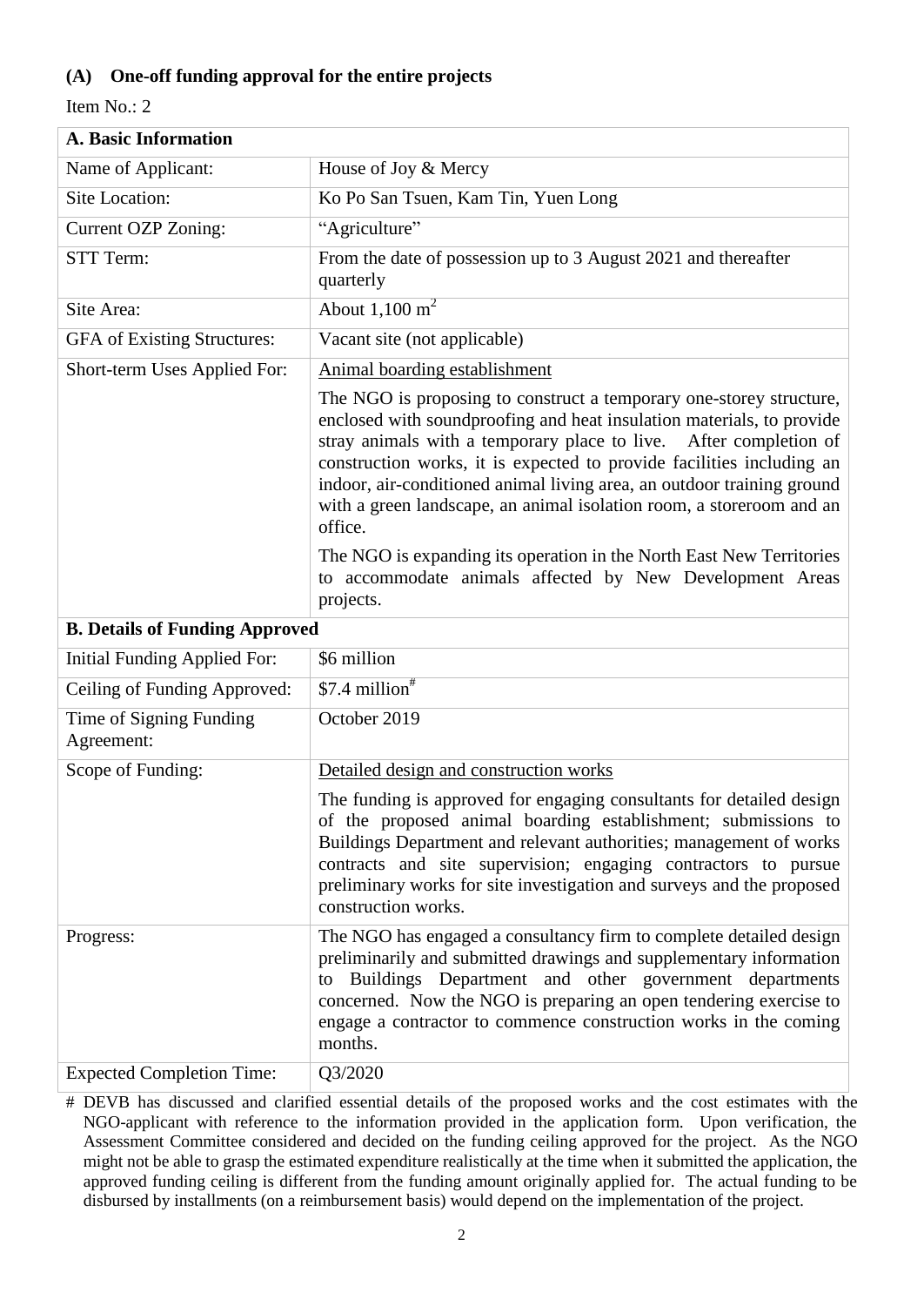## (A) One-off funding approval for the entire projects

Item No.: 2

| A. Basic Information | |
|---|---|
| Name of Applicant: | House of Joy & Mercy |
| Site Location: | Ko Po San Tsuen, Kam Tin, Yuen Long |
| Current OZP Zoning: | "Agriculture" |
| STT Term: | From the date of possession up to 3 August 2021 and thereafter quarterly |
| Site Area: | About 1,100 $m^2$ |
| GFA of Existing Structures: | Vacant site (not applicable) |
| Short-term Uses Applied For: | Animal boarding establishment<br><br>The NGO is proposing to construct a temporary one-storey structure, enclosed with soundproofing and heat insulation materials, to provide stray animals with a temporary place to live. After completion of construction works, it is expected to provide facilities including an indoor, air-conditioned animal living area, an outdoor training ground with a green landscape, an animal isolation room, a storeroom and an office.<br><br>The NGO is expanding its operation in the North East New Territories to accommodate animals affected by New Development Areas projects. |
| **B. Details of Funding Approved** | |
| Initial Funding Applied For: | \$6 million |
| Ceiling of Funding Approved: | \$7.4 million# |
| Time of Signing Funding Agreement: | October 2019 |
| Scope of Funding: | Detailed design and construction works<br><br>The funding is approved for engaging consultants for detailed design of the proposed animal boarding establishment; submissions to Buildings Department and relevant authorities; management of works contracts and site supervision; engaging contractors to pursue preliminary works for site investigation and surveys and the proposed construction works. |
| Progress: | The NGO has engaged a consultancy firm to complete detailed design preliminarily and submitted drawings and supplementary information to Buildings Department and other government departments concerned. Now the NGO is preparing an open tendering exercise to engage a contractor to commence construction works in the coming months. |
| Expected Completion Time: | Q3/2020 |

# DEVB has discussed and clarified essential details of the proposed works and the cost estimates with the NGO-applicant with reference to the information provided in the application form. Upon verification, the Assessment Committee considered and decided on the funding ceiling approved for the project. As the NGO might not be able to grasp the estimated expenditure realistically at the time when it submitted the application, the approved funding ceiling is different from the funding amount originally applied for. The actual funding to be disbursed by installments (on a reimbursement basis) would depend on the implementation of the project.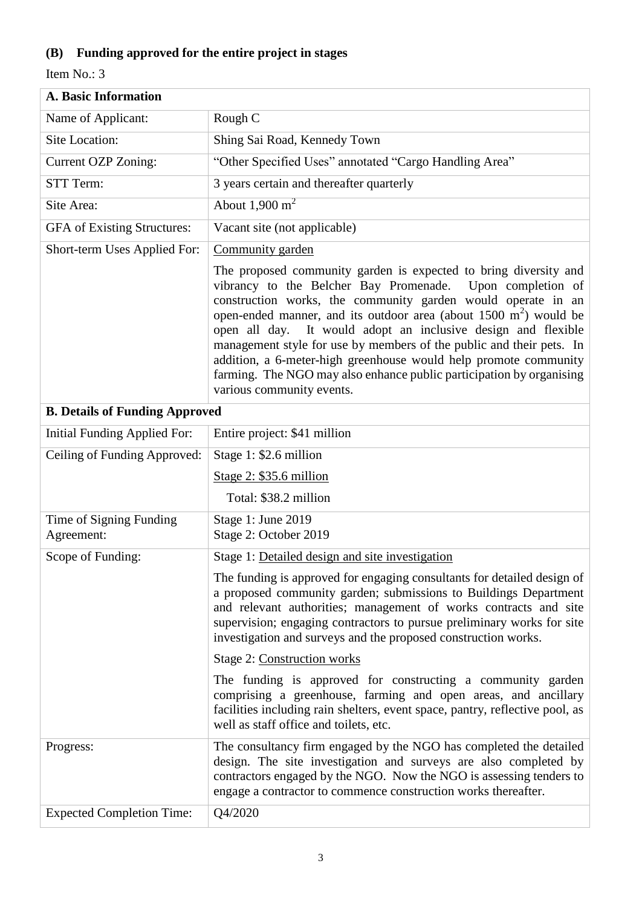## (B) Funding approved for the entire project in stages

Item No.: 3

| **A. Basic Information** | |
|---|---|
| Name of Applicant: | Rough C |
| Site Location: | Shing Sai Road, Kennedy Town |
| Current OZP Zoning: | "Other Specified Uses" annotated "Cargo Handling Area" |
| STT Term: | 3 years certain and thereafter quarterly |
| Site Area: | About 1,900 $m^2$ |
| GFA of Existing Structures: | Vacant site (not applicable) |
| Short-term Uses Applied For: | Community garden<br><br>The proposed community garden is expected to bring diversity and vibrancy to the Belcher Bay Promenade. Upon completion of construction works, the community garden would operate in an open-ended manner, and its outdoor area (about 1500 $m^2$) would be open all day. It would adopt an inclusive design and flexible management style for use by members of the public and their pets. In addition, a 6-meter-high greenhouse would help promote community farming. The NGO may also enhance public participation by organising various community events. |
| **B. Details of Funding Approved** | |
| Initial Funding Applied For: | Entire project: $41 million |
| Ceiling of Funding Approved: | Stage 1: $2.6 million<br>Stage 2: $35.6 million<br>Total: $38.2 million |
| Time of Signing Funding Agreement: | Stage 1: June 2019<br>Stage 2: October 2019 |
| Scope of Funding: | Stage 1: Detailed design and site investigation<br><br>The funding is approved for engaging consultants for detailed design of a proposed community garden; submissions to Buildings Department and relevant authorities; management of works contracts and site supervision; engaging contractors to pursue preliminary works for site investigation and surveys and the proposed construction works.<br><br>Stage 2: Construction works<br><br>The funding is approved for constructing a community garden comprising a greenhouse, farming and open areas, and ancillary facilities including rain shelters, event space, pantry, reflective pool, as well as staff office and toilets, etc. |
| Progress: | The consultancy firm engaged by the NGO has completed the detailed design. The site investigation and surveys are also completed by contractors engaged by the NGO. Now the NGO is assessing tenders to engage a contractor to commence construction works thereafter. |
| Expected Completion Time: | Q4/2020 |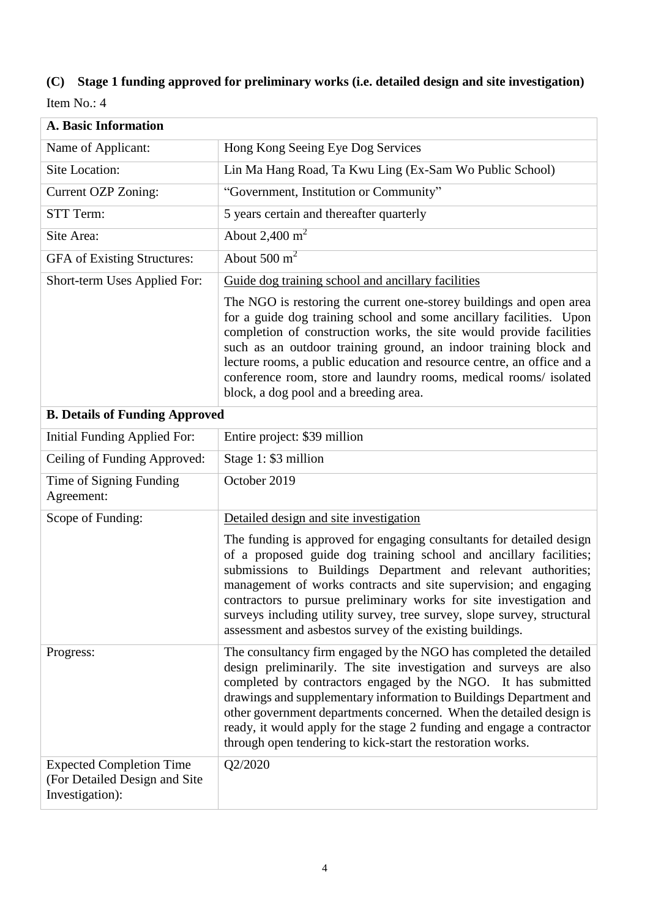### (C) Stage 1 funding approved for preliminary works (i.e. detailed design and site investigation)

Item No.: 4

| **A. Basic Information** | |
|---|---|
| Name of Applicant: | Hong Kong Seeing Eye Dog Services |
| Site Location: | Lin Ma Hang Road, Ta Kwu Ling (Ex-Sam Wo Public School) |
| Current OZP Zoning: | "Government, Institution or Community" |
| STT Term: | 5 years certain and thereafter quarterly |
| Site Area: | About 2,400 $m^2$ |
| GFA of Existing Structures: | About 500 $m^2$ |
| Short-term Uses Applied For: | Guide dog training school and ancillary facilities<br><br>The NGO is restoring the current one-storey buildings and open area for a guide dog training school and some ancillary facilities. Upon completion of construction works, the site would provide facilities such as an outdoor training ground, an indoor training block and lecture rooms, a public education and resource centre, an office and a conference room, store and laundry rooms, medical rooms/ isolated block, a dog pool and a breeding area. |
| **B. Details of Funding Approved** | |
| Initial Funding Applied For: | Entire project: $39 million |
| Ceiling of Funding Approved: | Stage 1: $3 million |
| Time of Signing Funding Agreement: | October 2019 |
| Scope of Funding: | Detailed design and site investigation<br><br>The funding is approved for engaging consultants for detailed design of a proposed guide dog training school and ancillary facilities; submissions to Buildings Department and relevant authorities; management of works contracts and site supervision; and engaging contractors to pursue preliminary works for site investigation and surveys including utility survey, tree survey, slope survey, structural assessment and asbestos survey of the existing buildings. |
| Progress: | The consultancy firm engaged by the NGO has completed the detailed design preliminarily. The site investigation and surveys are also completed by contractors engaged by the NGO. It has submitted drawings and supplementary information to Buildings Department and other government departments concerned. When the detailed design is ready, it would apply for the stage 2 funding and engage a contractor through open tendering to kick-start the restoration works. |
| Expected Completion Time (For Detailed Design and Site Investigation): | Q2/2020 |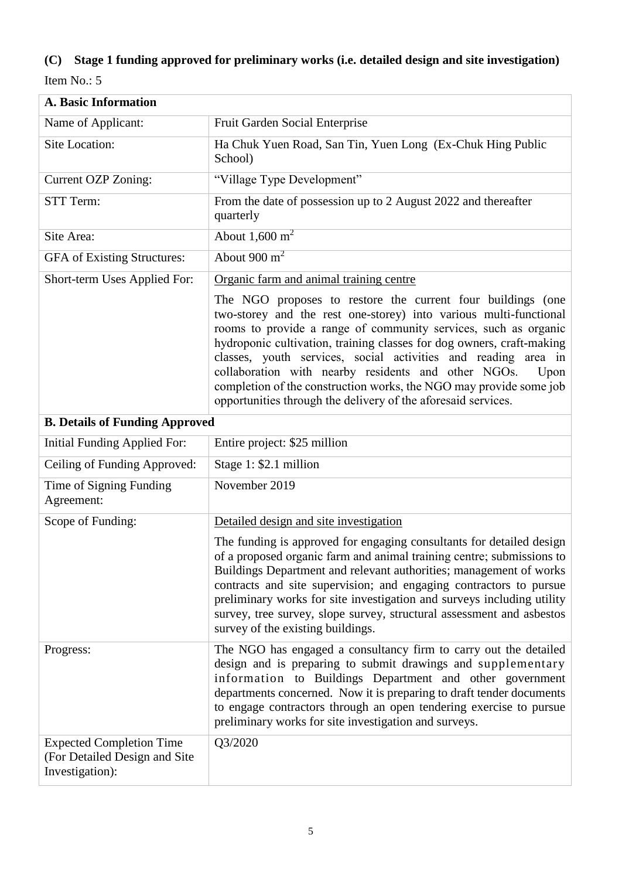## (C) Stage 1 funding approved for preliminary works (i.e. detailed design and site investigation)

Item No.: 5

| **A. Basic Information** | |
|---|---|
| Name of Applicant: | Fruit Garden Social Enterprise |
| Site Location: | Ha Chuk Yuen Road, San Tin, Yuen Long (Ex-Chuk Hing Public School) |
| Current OZP Zoning: | "Village Type Development" |
| STT Term: | From the date of possession up to 2 August 2022 and thereafter quarterly |
| Site Area: | About 1,600 $m^2$ |
| GFA of Existing Structures: | About 900 $m^2$ |
| Short-term Uses Applied For: | Organic farm and animal training centre<br><br>The NGO proposes to restore the current four buildings (one two-storey and the rest one-storey) into various multi-functional rooms to provide a range of community services, such as organic hydroponic cultivation, training classes for dog owners, craft-making classes, youth services, social activities and reading area in collaboration with nearby residents and other NGOs. Upon completion of the construction works, the NGO may provide some job opportunities through the delivery of the aforesaid services. |
| **B. Details of Funding Approved** | |
| Initial Funding Applied For: | Entire project: $25 million |
| Ceiling of Funding Approved: | Stage 1: $2.1 million |
| Time of Signing Funding Agreement: | November 2019 |
| Scope of Funding: | Detailed design and site investigation<br><br>The funding is approved for engaging consultants for detailed design of a proposed organic farm and animal training centre; submissions to Buildings Department and relevant authorities; management of works contracts and site supervision; and engaging contractors to pursue preliminary works for site investigation and surveys including utility survey, tree survey, slope survey, structural assessment and asbestos survey of the existing buildings. |
| Progress: | The NGO has engaged a consultancy firm to carry out the detailed design and is preparing to submit drawings and supplementary information to Buildings Department and other government departments concerned. Now it is preparing to draft tender documents to engage contractors through an open tendering exercise to pursue preliminary works for site investigation and surveys. |
| Expected Completion Time (For Detailed Design and Site Investigation): | Q3/2020 |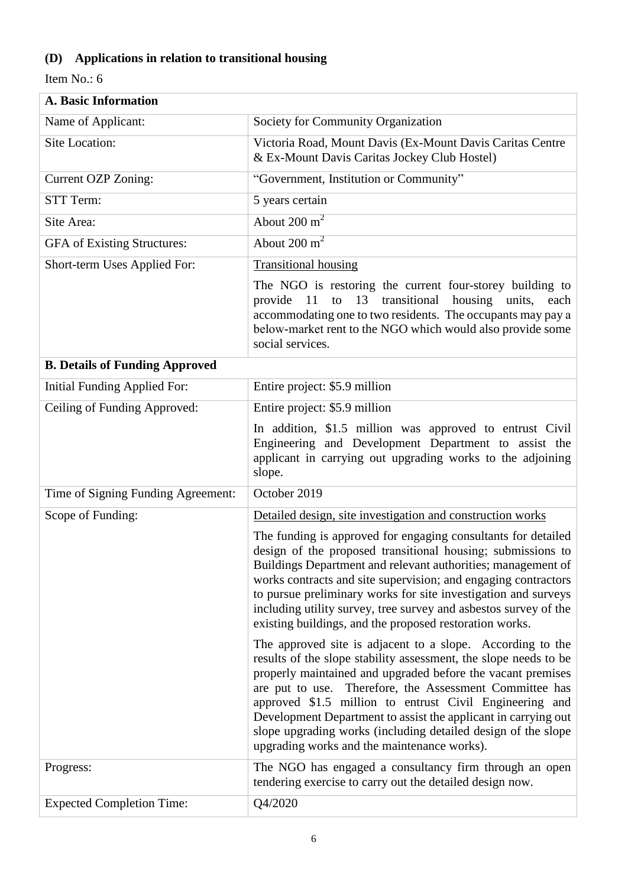## (D) Applications in relation to transitional housing

Item No.: 6

| A. Basic Information | |
|---|---|
| Name of Applicant: | Society for Community Organization |
| Site Location: | Victoria Road, Mount Davis (Ex-Mount Davis Caritas Centre & Ex-Mount Davis Caritas Jockey Club Hostel) |
| Current OZP Zoning: | "Government, Institution or Community" |
| STT Term: | 5 years certain |
| Site Area: | About 200 $m^2$ |
| GFA of Existing Structures: | About 200 $m^2$ |
| Short-term Uses Applied For: | Transitional housing<br><br>The NGO is restoring the current four-storey building to provide 11 to 13 transitional housing units, each accommodating one to two residents. The occupants may pay a below-market rent to the NGO which would also provide some social services. |
| **B. Details of Funding Approved** | |
| Initial Funding Applied For: | Entire project: $5.9 million |
| Ceiling of Funding Approved: | Entire project: $5.9 million<br><br>In addition, $1.5 million was approved to entrust Civil Engineering and Development Department to assist the applicant in carrying out upgrading works to the adjoining slope. |
| Time of Signing Funding Agreement: | October 2019 |
| Scope of Funding: | Detailed design, site investigation and construction works<br><br>The funding is approved for engaging consultants for detailed design of the proposed transitional housing; submissions to Buildings Department and relevant authorities; management of works contracts and site supervision; and engaging contractors to pursue preliminary works for site investigation and surveys including utility survey, tree survey and asbestos survey of the existing buildings, and the proposed restoration works.<br><br>The approved site is adjacent to a slope. According to the results of the slope stability assessment, the slope needs to be properly maintained and upgraded before the vacant premises are put to use. Therefore, the Assessment Committee has approved $1.5 million to entrust Civil Engineering and Development Department to assist the applicant in carrying out slope upgrading works (including detailed design of the slope upgrading works and the maintenance works). |
| Progress: | The NGO has engaged a consultancy firm through an open tendering exercise to carry out the detailed design now. |
| Expected Completion Time: | Q4/2020 |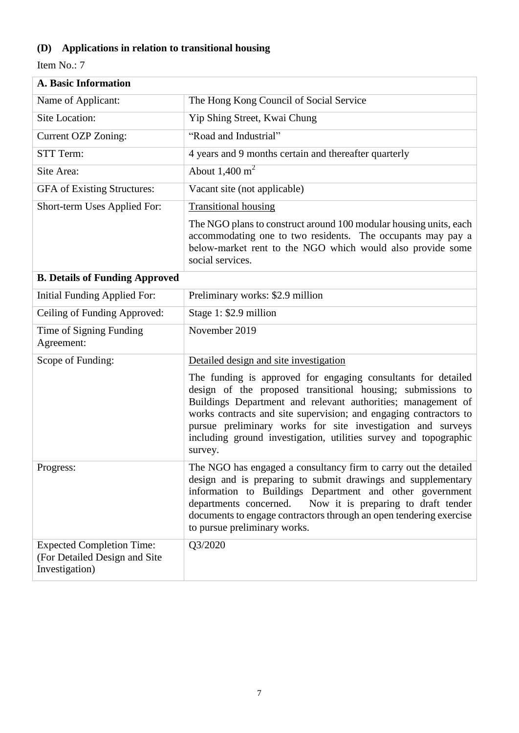## (D) Applications in relation to transitional housing

Item No.: 7

| A. Basic Information | |
|---|---|
| Name of Applicant: | The Hong Kong Council of Social Service |
| Site Location: | Yip Shing Street, Kwai Chung |
| Current OZP Zoning: | "Road and Industrial" |
| STT Term: | 4 years and 9 months certain and thereafter quarterly |
| Site Area: | About 1,400 $m^2$ |
| GFA of Existing Structures: | Vacant site (not applicable) |
| Short-term Uses Applied For: | Transitional housing<br><br>The NGO plans to construct around 100 modular housing units, each accommodating one to two residents. The occupants may pay a below-market rent to the NGO which would also provide some social services. |
| **B. Details of Funding Approved** | |
| Initial Funding Applied For: | Preliminary works: \$2.9 million |
| Ceiling of Funding Approved: | Stage 1: \$2.9 million |
| Time of Signing Funding Agreement: | November 2019 |
| Scope of Funding: | Detailed design and site investigation<br><br>The funding is approved for engaging consultants for detailed design of the proposed transitional housing; submissions to Buildings Department and relevant authorities; management of works contracts and site supervision; and engaging contractors to pursue preliminary works for site investigation and surveys including ground investigation, utilities survey and topographic survey. |
| Progress: | The NGO has engaged a consultancy firm to carry out the detailed design and is preparing to submit drawings and supplementary information to Buildings Department and other government departments concerned. Now it is preparing to draft tender documents to engage contractors through an open tendering exercise to pursue preliminary works. |
| Expected Completion Time: (For Detailed Design and Site Investigation) | Q3/2020 |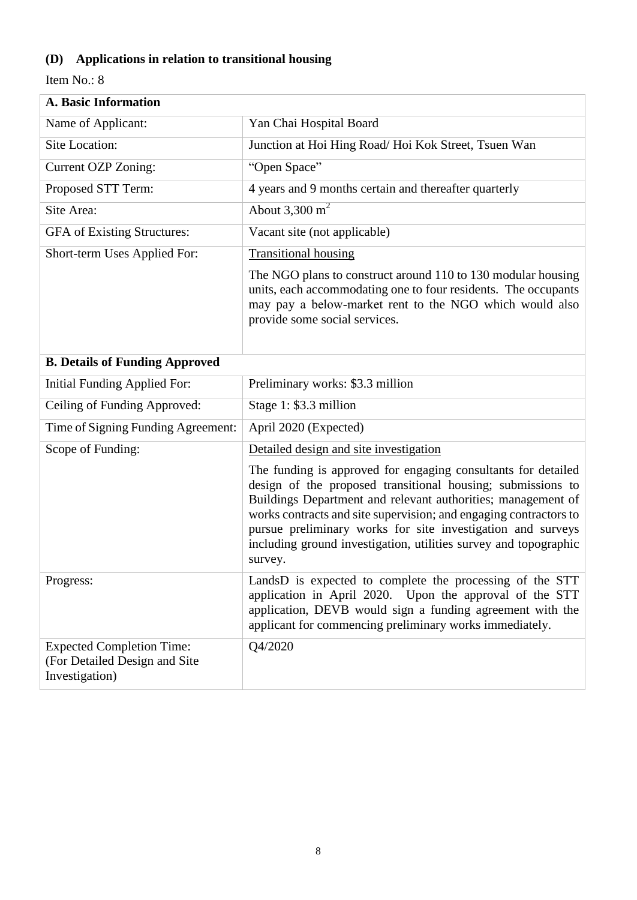## (D) Applications in relation to transitional housing

Item No.: 8

| | |
|---|---|
| **A. Basic Information** | |
| Name of Applicant: | Yan Chai Hospital Board |
| Site Location: | Junction at Hoi Hing Road/ Hoi Kok Street, Tsuen Wan |
| Current OZP Zoning: | "Open Space" |
| Proposed STT Term: | 4 years and 9 months certain and thereafter quarterly |
| Site Area: | About 3,300 $m^2$ |
| GFA of Existing Structures: | Vacant site (not applicable) |
| Short-term Uses Applied For: | Transitional housing<br><br>The NGO plans to construct around 110 to 130 modular housing units, each accommodating one to four residents. The occupants may pay a below-market rent to the NGO which would also provide some social services. |
| **B. Details of Funding Approved** | |
| Initial Funding Applied For: | Preliminary works: $3.3 million |
| Ceiling of Funding Approved: | Stage 1: $3.3 million |
| Time of Signing Funding Agreement: | April 2020 (Expected) |
| Scope of Funding: | Detailed design and site investigation<br><br>The funding is approved for engaging consultants for detailed design of the proposed transitional housing; submissions to Buildings Department and relevant authorities; management of works contracts and site supervision; and engaging contractors to pursue preliminary works for site investigation and surveys including ground investigation, utilities survey and topographic survey. |
| Progress: | LandsD is expected to complete the processing of the STT application in April 2020. Upon the approval of the STT application, DEVB would sign a funding agreement with the applicant for commencing preliminary works immediately. |
| Expected Completion Time: (For Detailed Design and Site Investigation) | Q4/2020 |